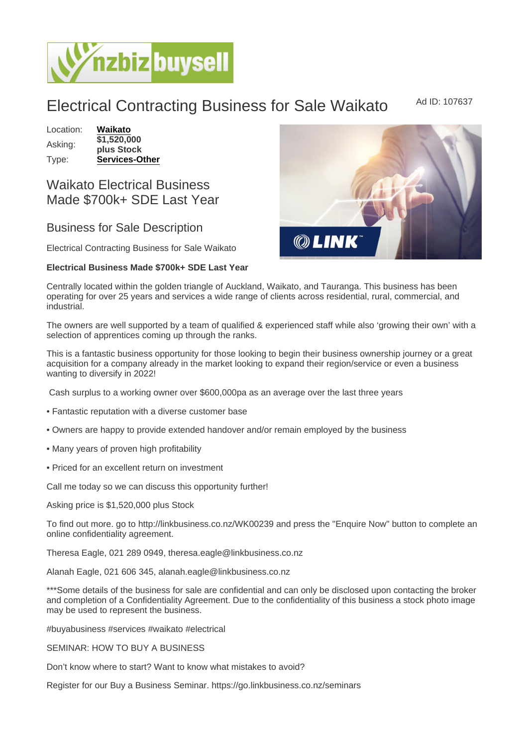# Electrical Contracting Business for Sale Waikato

Ad ID: 107637

| Location: | **Waikato** |
|---|---|
| Asking: | **$1,520,000 plus Stock** |
| Type: | **Services-Other** |

## Waikato Electrical Business Made $700k+ SDE Last Year

### Business for Sale Description

Electrical Contracting Business for Sale Waikato

**Electrical Business Made $700k+ SDE Last Year**

Centrally located within the golden triangle of Auckland, Waikato, and Tauranga. This business has been operating for over 25 years and services a wide range of clients across residential, rural, commercial, and industrial.

The owners are well supported by a team of qualified & experienced staff while also 'growing their own' with a selection of apprentices coming up through the ranks.

This is a fantastic business opportunity for those looking to begin their business ownership journey or a great acquisition for a company already in the market looking to expand their region/service or even a business wanting to diversify in 2022!

Cash surplus to a working owner over $600,000pa as an average over the last three years

• Fantastic reputation with a diverse customer base

• Owners are happy to provide extended handover and/or remain employed by the business

• Many years of proven high profitability

• Priced for an excellent return on investment

Call me today so we can discuss this opportunity further!

Asking price is $1,520,000 plus Stock

To find out more. go to http://linkbusiness.co.nz/WK00239 and press the "Enquire Now" button to complete an online confidentiality agreement.

Theresa Eagle, 021 289 0949, theresa.eagle@linkbusiness.co.nz

Alanah Eagle, 021 606 345, alanah.eagle@linkbusiness.co.nz

***Some details of the business for sale are confidential and can only be disclosed upon contacting the broker and completion of a Confidentiality Agreement. Due to the confidentiality of this business a stock photo image may be used to represent the business.

#buyabusiness #services #waikato #electrical

SEMINAR: HOW TO BUY A BUSINESS

Don't know where to start? Want to know what mistakes to avoid?

Register for our Buy a Business Seminar. https://go.linkbusiness.co.nz/seminars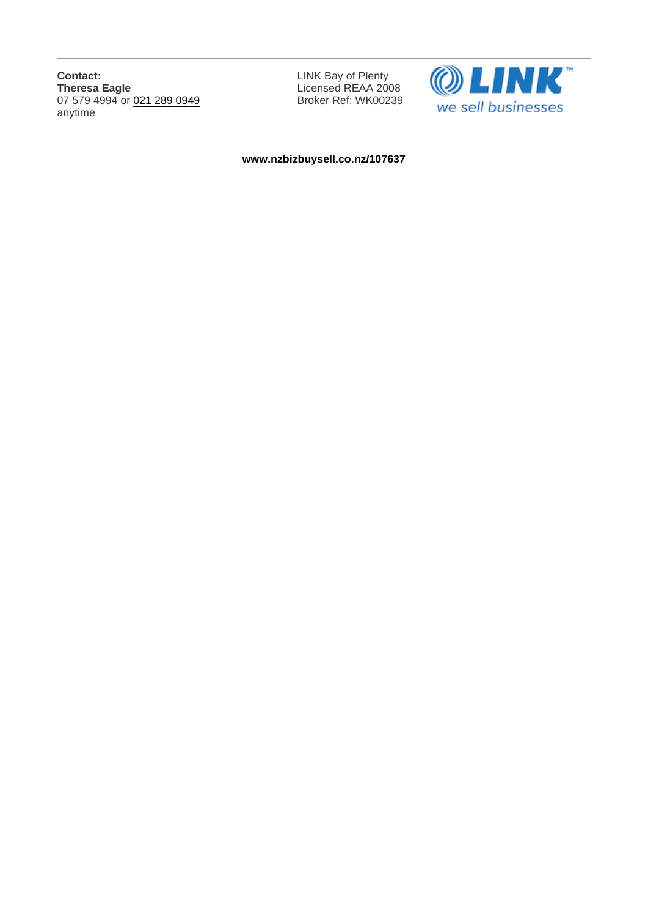**Contact:**
**Theresa Eagle**
07 579 4994 or 021 289 0949
anytime

LINK Bay of Plenty
Licensed REAA 2008
Broker Ref: WK00239

LINK
we sell businesses

**www.nzbizbuysell.co.nz/107637**